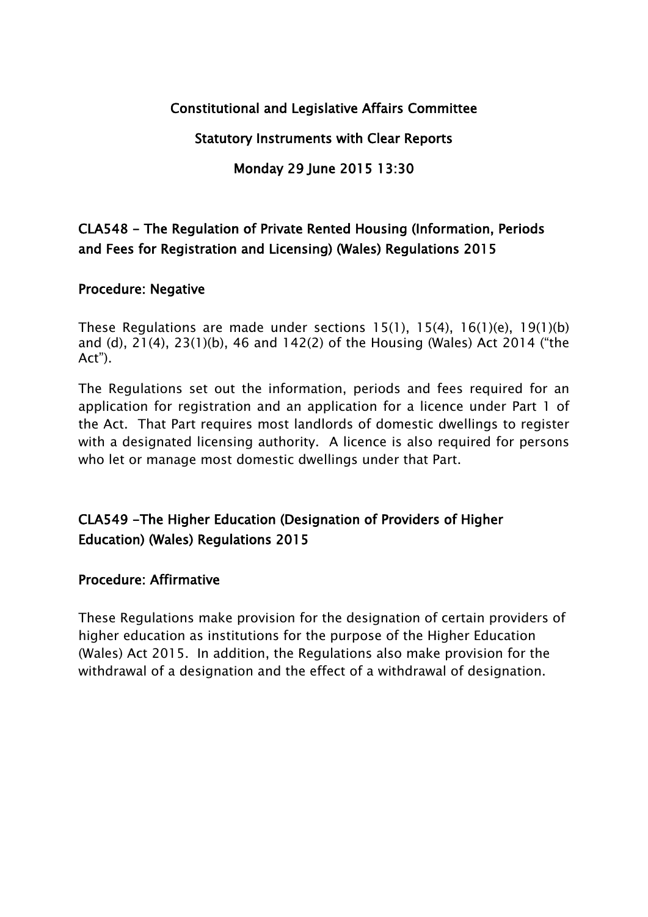# Constitutional and Legislative Affairs Committee

## Statutory Instruments with Clear Reports

## Monday 29 June 2015 13:30

## CLA548 - The Regulation of Private Rented Housing (Information, Periods and Fees for Registration and Licensing) (Wales) Regulations 2015

### Procedure: Negative

These Regulations are made under sections 15(1), 15(4), 16(1)(e), 19(1)(b) and (d), 21(4), 23(1)(b), 46 and 142(2) of the Housing (Wales) Act 2014 ("the Act").

The Regulations set out the information, periods and fees required for an application for registration and an application for a licence under Part 1 of the Act. That Part requires most landlords of domestic dwellings to register with a designated licensing authority. A licence is also required for persons who let or manage most domestic dwellings under that Part.

## CLA549 -The Higher Education (Designation of Providers of Higher Education) (Wales) Regulations 2015

### Procedure: Affirmative

These Regulations make provision for the designation of certain providers of higher education as institutions for the purpose of the Higher Education (Wales) Act 2015. In addition, the Regulations also make provision for the withdrawal of a designation and the effect of a withdrawal of designation.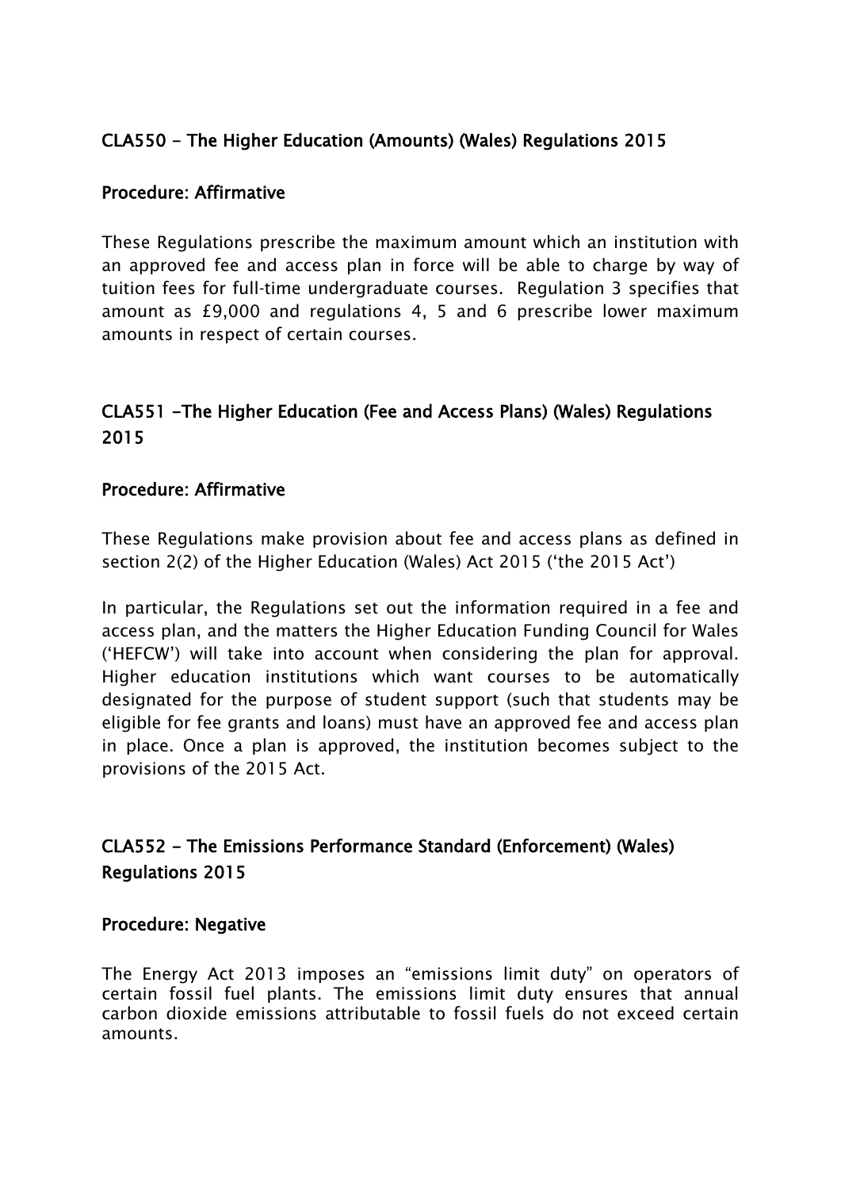## CLA550 - The Higher Education (Amounts) (Wales) Regulations 2015

### Procedure: Affirmative

These Regulations prescribe the maximum amount which an institution with an approved fee and access plan in force will be able to charge by way of tuition fees for full-time undergraduate courses. Regulation 3 specifies that amount as £9,000 and regulations 4, 5 and 6 prescribe lower maximum amounts in respect of certain courses.

## CLA551 -The Higher Education (Fee and Access Plans) (Wales) Regulations 2015

### Procedure: Affirmative

These Regulations make provision about fee and access plans as defined in section 2(2) of the Higher Education (Wales) Act 2015 ('the 2015 Act')

In particular, the Regulations set out the information required in a fee and access plan, and the matters the Higher Education Funding Council for Wales ('HEFCW') will take into account when considering the plan for approval. Higher education institutions which want courses to be automatically designated for the purpose of student support (such that students may be eligible for fee grants and loans) must have an approved fee and access plan in place. Once a plan is approved, the institution becomes subject to the provisions of the 2015 Act.

## CLA552 - The Emissions Performance Standard (Enforcement) (Wales) Regulations 2015

### Procedure: Negative

The Energy Act 2013 imposes an "emissions limit duty" on operators of certain fossil fuel plants. The emissions limit duty ensures that annual carbon dioxide emissions attributable to fossil fuels do not exceed certain amounts.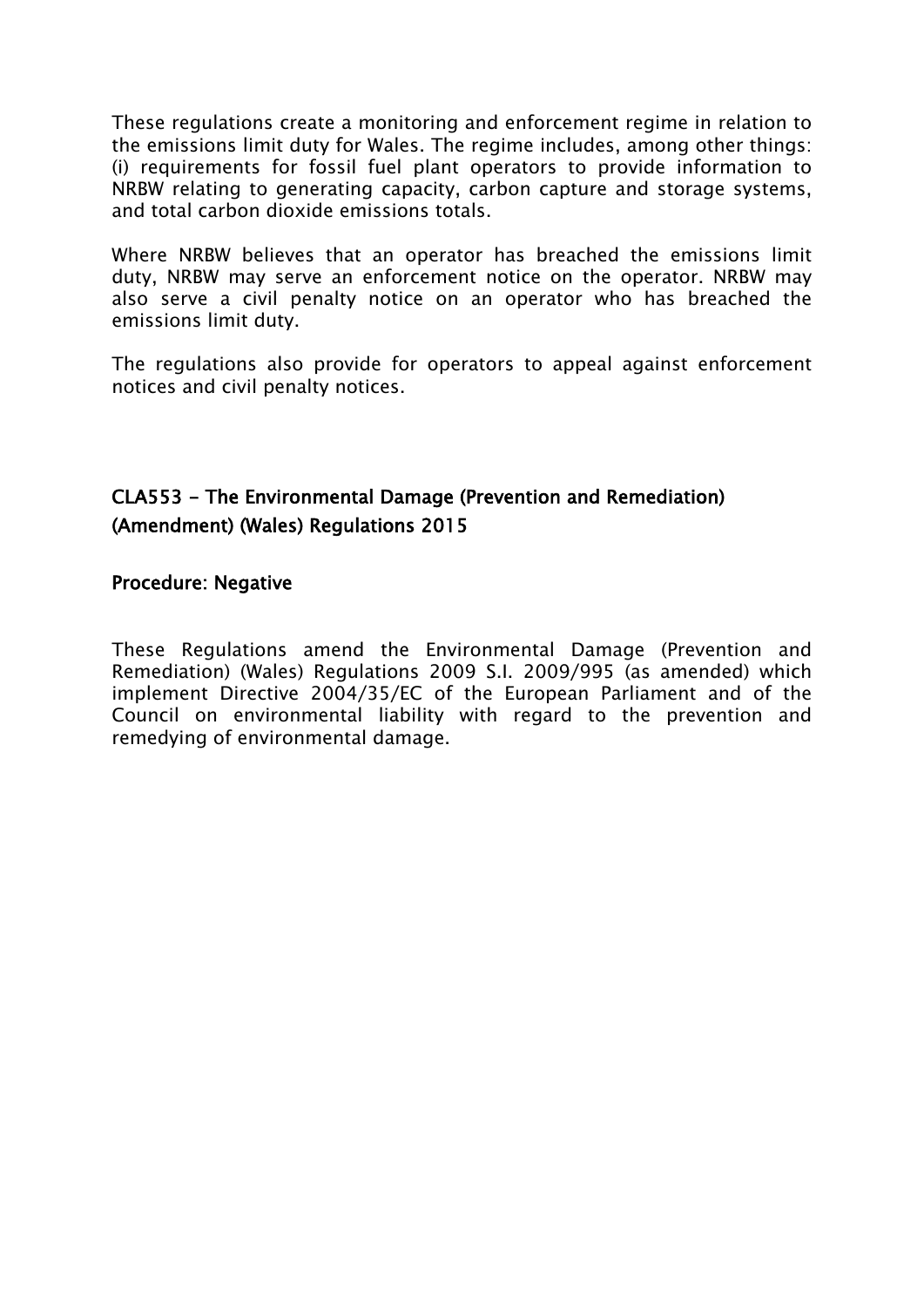These regulations create a monitoring and enforcement regime in relation to the emissions limit duty for Wales. The regime includes, among other things: (i) requirements for fossil fuel plant operators to provide information to NRBW relating to generating capacity, carbon capture and storage systems, and total carbon dioxide emissions totals.

Where NRBW believes that an operator has breached the emissions limit duty, NRBW may serve an enforcement notice on the operator. NRBW may also serve a civil penalty notice on an operator who has breached the emissions limit duty.

The regulations also provide for operators to appeal against enforcement notices and civil penalty notices.

## CLA553 - The Environmental Damage (Prevention and Remediation) (Amendment) (Wales) Regulations 2015

**Procedure: Negative**

These Regulations amend the Environmental Damage (Prevention and Remediation) (Wales) Regulations 2009 S.I. 2009/995 (as amended) which implement Directive 2004/35/EC of the European Parliament and of the Council on environmental liability with regard to the prevention and remedying of environmental damage.